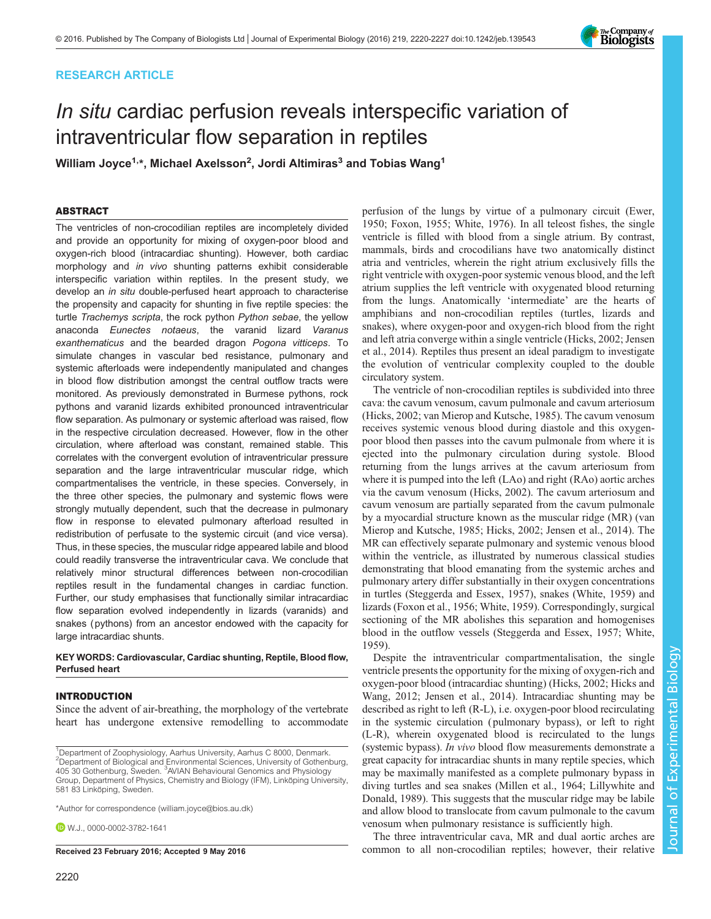RESEARCH ARTICLE

# *In situ* cardiac perfusion reveals interspecific variation of intraventricular flow separation in reptiles

**William Joyce[1,*], Michael Axelsson[2], Jordi Altimiras[3] and Tobias Wang[1]**

## ABSTRACT

The ventricles of non-crocodilian reptiles are incompletely divided and provide an opportunity for mixing of oxygen-poor blood and oxygen-rich blood (intracardiac shunting). However, both cardiac morphology and *in vivo* shunting patterns exhibit considerable interspecific variation within reptiles. In the present study, we develop an *in situ* double-perfused heart approach to characterise the propensity and capacity for shunting in five reptile species: the turtle *Trachemys scripta*, the rock python *Python sebae*, the yellow anaconda *Eunectes notaeus*, the varanid lizard *Varanus exanthematicus* and the bearded dragon *Pogona vitticeps*. To simulate changes in vascular bed resistance, pulmonary and systemic afterloads were independently manipulated and changes in blood flow distribution amongst the central outflow tracts were monitored. As previously demonstrated in Burmese pythons, rock pythons and varanid lizards exhibited pronounced intraventricular flow separation. As pulmonary or systemic afterload was raised, flow in the respective circulation decreased. However, flow in the other circulation, where afterload was constant, remained stable. This correlates with the convergent evolution of intraventricular pressure separation and the large intraventricular muscular ridge, which compartmentalises the ventricle, in these species. Conversely, in the three other species, the pulmonary and systemic flows were strongly mutually dependent, such that the decrease in pulmonary flow in response to elevated pulmonary afterload resulted in redistribution of perfusate to the systemic circuit (and vice versa). Thus, in these species, the muscular ridge appeared labile and blood could readily transverse the intraventricular cava. We conclude that relatively minor structural differences between non-crocodilian reptiles result in the fundamental changes in cardiac function. Further, our study emphasises that functionally similar intracardiac flow separation evolved independently in lizards (varanids) and snakes (pythons) from an ancestor endowed with the capacity for large intracardiac shunts.

**KEY WORDS: Cardiovascular, Cardiac shunting, Reptile, Blood flow, Perfused heart**

## INTRODUCTION

Since the advent of air-breathing, the morphology of the vertebrate heart has undergone extensive remodelling to accommodate perfusion of the lungs by virtue of a pulmonary circuit (Ewer, 1950; Foxon, 1955; White, 1976). In all teleost fishes, the single ventricle is filled with blood from a single atrium. By contrast, mammals, birds and crocodilians have two anatomically distinct atria and ventricles, wherein the right atrium exclusively fills the right ventricle with oxygen-poor systemic venous blood, and the left atrium supplies the left ventricle with oxygenated blood returning from the lungs. Anatomically 'intermediate' are the hearts of amphibians and non-crocodilian reptiles (turtles, lizards and snakes), where oxygen-poor and oxygen-rich blood from the right and left atria converge within a single ventricle (Hicks, 2002; Jensen et al., 2014). Reptiles thus present an ideal paradigm to investigate the evolution of ventricular complexity coupled to the double circulatory system.

The ventricle of non-crocodilian reptiles is subdivided into three cava: the cavum venosum, cavum pulmonale and cavum arteriosum (Hicks, 2002; van Mierop and Kutsche, 1985). The cavum venosum receives systemic venous blood during diastole and this oxygen-poor blood then passes into the cavum pulmonale from where it is ejected into the pulmonary circulation during systole. Blood returning from the lungs arrives at the cavum arteriosum from where it is pumped into the left (LAo) and right (RAo) aortic arches via the cavum venosum (Hicks, 2002). The cavum arteriosum and cavum venosum are partially separated from the cavum pulmonale by a myocardial structure known as the muscular ridge (MR) (van Mierop and Kutsche, 1985; Hicks, 2002; Jensen et al., 2014). The MR can effectively separate pulmonary and systemic venous blood within the ventricle, as illustrated by numerous classical studies demonstrating that blood emanating from the systemic arches and pulmonary artery differ substantially in their oxygen concentrations in turtles (Steggerda and Essex, 1957), snakes (White, 1959) and lizards (Foxon et al., 1956; White, 1959). Correspondingly, surgical sectioning of the MR abolishes this separation and homogenises blood in the outflow vessels (Steggerda and Essex, 1957; White, 1959).

Despite the intraventricular compartmentalisation, the single ventricle presents the opportunity for the mixing of oxygen-rich and oxygen-poor blood (intracardiac shunting) (Hicks, 2002; Hicks and Wang, 2012; Jensen et al., 2014). Intracardiac shunting may be described as right to left (R-L), i.e. oxygen-poor blood recirculating in the systemic circulation (pulmonary bypass), or left to right (L-R), wherein oxygenated blood is recirculated to the lungs (systemic bypass). *In vivo* blood flow measurements demonstrate a great capacity for intracardiac shunts in many reptile species, which may be maximally manifested as a complete pulmonary bypass in diving turtles and sea snakes (Millen et al., 1964; Lillywhite and Donald, 1989). This suggests that the muscular ridge may be labile and allow blood to translocate from cavum pulmonale to the cavum venosum when pulmonary resistance is sufficiently high.

The three intraventricular cava, MR and dual aortic arches are common to all non-crocodilian reptiles; however, their relative

---

[1]Department of Zoophysiology, Aarhus University, Aarhus C 8000, Denmark. [2]Department of Biological and Environmental Sciences, University of Gothenburg, 405 30 Gothenburg, Sweden. [3]AVIAN Behavioural Genomics and Physiology Group, Department of Physics, Chemistry and Biology (IFM), Linköping University, 581 83 Linköping, Sweden.

*Author for correspondence (william.joyce@bios.au.dk)

W.J., 0000-0002-3782-1641

**Received 23 February 2016; Accepted 9 May 2016**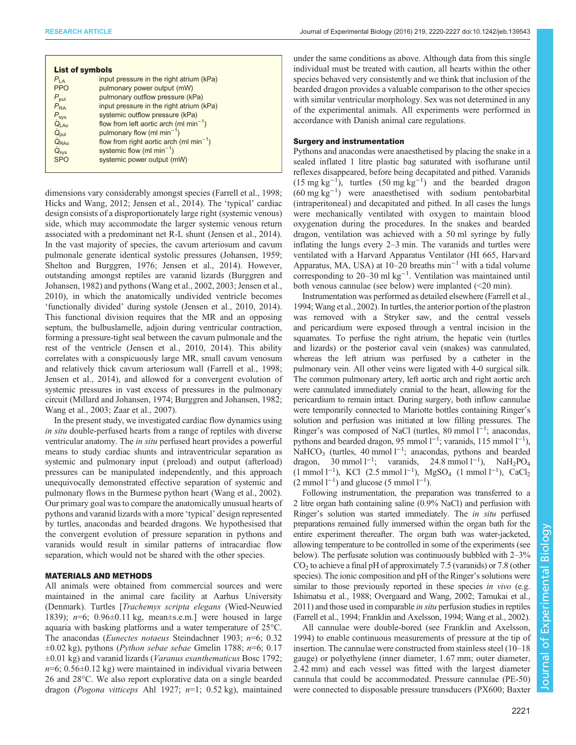**List of symbols**

| | |
|---|---|
| $P_{LA}$ | input pressure in the right atrium (kPa) |
| PPO | pulmonary power output (mW) |
| $P_{pul}$ | pulmonary outflow pressure (kPa) |
| $P_{RA}$ | input pressure in the right atrium (kPa) |
| $P_{sys}$ | systemic outflow pressure (kPa) |
| $\dot{Q}_{LAo}$ | flow from left aortic arch (ml min$^{-1}$) |
| $\dot{Q}_{pul}$ | pulmonary flow (ml min$^{-1}$) |
| $\dot{Q}_{RAo}$ | flow from right aortic arch (ml min$^{-1}$) |
| $\dot{Q}_{sys}$ | systemic flow (ml min$^{-1}$) |
| SPO | systemic power output (mW) |

dimensions vary considerably amongst species (Farrell et al., 1998; Hicks and Wang, 2012; Jensen et al., 2014). The 'typical' cardiac design consists of a disproportionately large right (systemic venous) side, which may accommodate the larger systemic venous return associated with a predominant net R-L shunt (Jensen et al., 2014). In the vast majority of species, the cavum arteriosum and cavum pulmonale generate identical systolic pressures (Johansen, 1959; Shelton and Burggren, 1976; Jensen et al., 2014). However, outstanding amongst reptiles are varanid lizards (Burggren and Johansen, 1982) and pythons (Wang et al., 2002, 2003; Jensen et al., 2010), in which the anatomically undivided ventricle becomes 'functionally divided' during systole (Jensen et al., 2010, 2014). This functional division requires that the MR and an opposing septum, the bulbuslamelle, adjoin during ventricular contraction, forming a pressure-tight seal between the cavum pulmonale and the rest of the ventricle (Jensen et al., 2010, 2014). This ability correlates with a conspicuously large MR, small cavum venosum and relatively thick cavum arteriosum wall (Farrell et al., 1998; Jensen et al., 2014), and allowed for a convergent evolution of systemic pressures in vast excess of pressures in the pulmonary circuit (Millard and Johansen, 1974; Burggren and Johansen, 1982; Wang et al., 2003; Zaar et al., 2007).

In the present study, we investigated cardiac flow dynamics using *in situ* double-perfused hearts from a range of reptiles with diverse ventricular anatomy. The *in situ* perfused heart provides a powerful means to study cardiac shunts and intraventricular separation as systemic and pulmonary input (preload) and output (afterload) pressures can be manipulated independently, and this approach unequivocally demonstrated effective separation of systemic and pulmonary flows in the Burmese python heart (Wang et al., 2002). Our primary goal was to compare the anatomically unusual hearts of pythons and varanid lizards with a more 'typical' design represented by turtles, anacondas and bearded dragons. We hypothesised that the convergent evolution of pressure separation in pythons and varanids would result in similar patterns of intracardiac flow separation, which would not be shared with the other species.

## MATERIALS AND METHODS

All animals were obtained from commercial sources and were maintained in the animal care facility at Aarhus University (Denmark). Turtles [*Trachemys scripta elegans* (Wied-Neuwied 1839); $n$=6; 0.96±0.11 kg, mean±s.e.m.] were housed in large aquaria with basking platforms and a water temperature of 25°C. The anacondas (*Eunectes notaeus* Steindachner 1903; $n$=6; 0.32 ±0.02 kg), pythons (*Python sebae sebae* Gmelin 1788; $n$=6; 0.17 ±0.01 kg) and varanid lizards (*Varanus exanthematicus* Bosc 1792; $n$=6; 0.56±0.12 kg) were maintained in individual vivaria between 26 and 28°C. We also report explorative data on a single bearded dragon (*Pogona vitticeps* Ahl 1927; $n$=1; 0.52 kg), maintained under the same conditions as above. Although data from this single individual must be treated with caution, all hearts within the other species behaved very consistently and we think that inclusion of the bearded dragon provides a valuable comparison to the other species with similar ventricular morphology. Sex was not determined in any of the experimental animals. All experiments were performed in accordance with Danish animal care regulations.

### Surgery and instrumentation

Pythons and anacondas were anaesthetised by placing the snake in a sealed inflated 1 litre plastic bag saturated with isoflurane until reflexes disappeared, before being decapitated and pithed. Varanids (15 mg kg$^{-1}$), turtles (50 mg kg$^{-1}$) and the bearded dragon (60 mg kg$^{-1}$) were anaesthetised with sodium pentobarbital (intraperitoneal) and decapitated and pithed. In all cases the lungs were mechanically ventilated with oxygen to maintain blood oxygenation during the procedures. In the snakes and bearded dragon, ventilation was achieved with a 50 ml syringe by fully inflating the lungs every 2–3 min. The varanids and turtles were ventilated with a Harvard Apparatus Ventilator (HI 665, Harvard Apparatus, MA, USA) at 10–20 breaths min$^{-1}$ with a tidal volume corresponding to 20–30 ml kg$^{-1}$. Ventilation was maintained until both venous cannulae (see below) were implanted (<20 min).

Instrumentation was performed as detailed elsewhere (Farrell et al., 1994; Wang et al., 2002). In turtles, the anterior portion of the plastron was removed with a Stryker saw, and the central vessels and pericardium were exposed through a ventral incision in the squamates. To perfuse the right atrium, the hepatic vein (turtles and lizards) or the posterior caval vein (snakes) was cannulated, whereas the left atrium was perfused by a catheter in the pulmonary vein. All other veins were ligated with 4-0 surgical silk. The common pulmonary artery, left aortic arch and right aortic arch were cannulated immediately cranial to the heart, allowing for the pericardium to remain intact. During surgery, both inflow cannulae were temporarily connected to Mariotte bottles containing Ringer's solution and perfusion was initiated at low filling pressures. The Ringer's was composed of NaCl (turtles, 80 mmol l$^{-1}$; anacondas, pythons and bearded dragon, 95 mmol l$^{-1}$; varanids, 115 mmol l$^{-1}$), $NaHCO_3$ (turtles, 40 mmol l$^{-1}$; anacondas, pythons and bearded dragon, 30 mmol l$^{-1}$; varanids, 24.8 mmol l$^{-1}$), $NaH_2PO_4$ (1 mmol l$^{-1}$), KCl (2.5 mmol l$^{-1}$), $MgSO_4$ (1 mmol l$^{-1}$), $CaCl_2$ (2 mmol l$^{-1}$) and glucose (5 mmol l$^{-1}$).

Following instrumentation, the preparation was transferred to a 2 litre organ bath containing saline (0.9% NaCl) and perfusion with Ringer's solution was started immediately. The *in situ* perfused preparations remained fully immersed within the organ bath for the entire experiment thereafter. The organ bath was water-jacketed, allowing temperature to be controlled in some of the experiments (see below). The perfusate solution was continuously bubbled with 2–3% $CO_2$ to achieve a final pH of approximately 7.5 (varanids) or 7.8 (other species). The ionic composition and pH of the Ringer's solutions were similar to those previously reported in these species *in vivo* (e.g. Ishimatsu et al., 1988; Overgaard and Wang, 2002; Tamukai et al., 2011) and those used in comparable *in situ* perfusion studies in reptiles (Farrell et al., 1994; Franklin and Axelsson, 1994; Wang et al., 2002).

All cannulae were double-bored (see Franklin and Axelsson, 1994) to enable continuous measurements of pressure at the tip of insertion. The cannulae were constructed from stainless steel (10–18 gauge) or polyethylene (inner diameter, 1.67 mm; outer diameter, 2.42 mm) and each vessel was fitted with the largest diameter cannula that could be accommodated. Pressure cannulae (PE-50) were connected to disposable pressure transducers (PX600; Baxter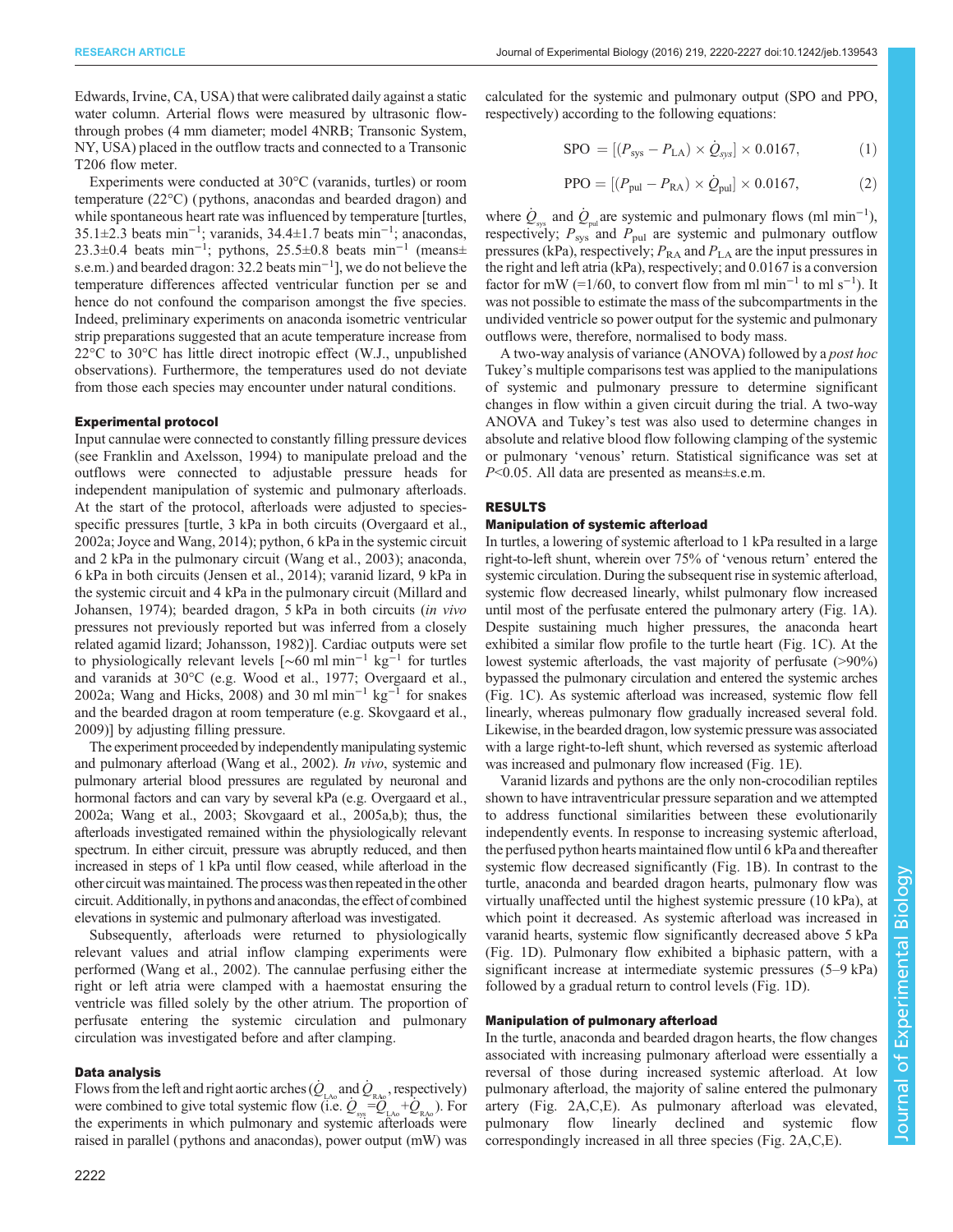Edwards, Irvine, CA, USA) that were calibrated daily against a static water column. Arterial flows were measured by ultrasonic flow-through probes (4 mm diameter; model 4NRB; Transonic System, NY, USA) placed in the outflow tracts and connected to a Transonic T206 flow meter.

Experiments were conducted at 30°C (varanids, turtles) or room temperature (22°C) (pythons, anacondas and bearded dragon) and while spontaneous heart rate was influenced by temperature [turtles, 35.1±2.3 beats $min^{-1}$; varanids, 34.4±1.7 beats $min^{-1}$; anacondas, 23.3±0.4 beats $min^{-1}$; pythons, 25.5±0.8 beats $min^{-1}$ (means±s.e.m.) and bearded dragon: 32.2 beats $min^{-1}$], we do not believe the temperature differences affected ventricular function per se and hence do not confound the comparison amongst the five species. Indeed, preliminary experiments on anaconda isometric ventricular strip preparations suggested that an acute temperature increase from 22°C to 30°C has little direct inotropic effect (W.J., unpublished observations). Furthermore, the temperatures used do not deviate from those each species may encounter under natural conditions.

## Experimental protocol

Input cannulae were connected to constantly filling pressure devices (see Franklin and Axelsson, 1994) to manipulate preload and the outflows were connected to adjustable pressure heads for independent manipulation of systemic and pulmonary afterloads. At the start of the protocol, afterloads were adjusted to species-specific pressures [turtle, 3 kPa in both circuits (Overgaard et al., 2002a; Joyce and Wang, 2014); python, 6 kPa in the systemic circuit and 2 kPa in the pulmonary circuit (Wang et al., 2003); anaconda, 6 kPa in both circuits (Jensen et al., 2014); varanid lizard, 9 kPa in the systemic circuit and 4 kPa in the pulmonary circuit (Millard and Johansen, 1974); bearded dragon, 5 kPa in both circuits (*in vivo* pressures not previously reported but was inferred from a closely related agamid lizard; Johansson, 1982)]. Cardiac outputs were set to physiologically relevant levels [~60 ml $min^{-1}$ $kg^{-1}$ for turtles and varanids at 30°C (e.g. Wood et al., 1977; Overgaard et al., 2002a; Wang and Hicks, 2008) and 30 ml $min^{-1}$ $kg^{-1}$ for snakes and the bearded dragon at room temperature (e.g. Skovgaard et al., 2009)] by adjusting filling pressure.

The experiment proceeded by independently manipulating systemic and pulmonary afterload (Wang et al., 2002). *In vivo*, systemic and pulmonary arterial blood pressures are regulated by neuronal and hormonal factors and can vary by several kPa (e.g. Overgaard et al., 2002a; Wang et al., 2003; Skovgaard et al., 2005a,b); thus, the afterloads investigated remained within the physiologically relevant spectrum. In either circuit, pressure was abruptly reduced, and then increased in steps of 1 kPa until flow ceased, while afterload in the other circuit was maintained. The process was then repeated in the other circuit. Additionally, in pythons and anacondas, the effect of combined elevations in systemic and pulmonary afterload was investigated.

Subsequently, afterloads were returned to physiologically relevant values and atrial inflow clamping experiments were performed (Wang et al., 2002). The cannulae perfusing either the right or left atria were clamped with a haemostat ensuring the ventricle was filled solely by the other atrium. The proportion of perfusate entering the systemic circulation and pulmonary circulation was investigated before and after clamping.

## Data analysis

Flows from the left and right aortic arches ($\dot{Q}_{LAo}$ and $\dot{Q}_{RAo}$, respectively) were combined to give total systemic flow (i.e. $\dot{Q}_{sys}=\dot{Q}_{LAo}+\dot{Q}_{RAo}$). For the experiments in which pulmonary and systemic afterloads were raised in parallel (pythons and anacondas), power output (mW) was calculated for the systemic and pulmonary output (SPO and PPO, respectively) according to the following equations:

$$\text{SPO} = [(P_{sys} - P_{LA}) \times \dot{Q}_{sys}] \times 0.0167, \quad (1)$$

$$\text{PPO} = [(P_{pul} - P_{RA}) \times \dot{Q}_{pul}] \times 0.0167, \quad (2)$$

where $\dot{Q}_{sys}$ and $\dot{Q}_{pul}$ are systemic and pulmonary flows (ml $min^{-1}$), respectively; $P_{sys}$ and $P_{pul}$ are systemic and pulmonary outflow pressures (kPa), respectively; $P_{RA}$ and $P_{LA}$ are the input pressures in the right and left atria (kPa), respectively; and 0.0167 is a conversion factor for mW (=1/60, to convert flow from ml $min^{-1}$ to ml $s^{-1}$). It was not possible to estimate the mass of the subcompartments in the undivided ventricle so power output for the systemic and pulmonary outflows were, therefore, normalised to body mass.

A two-way analysis of variance (ANOVA) followed by a *post hoc* Tukey's multiple comparisons test was applied to the manipulations of systemic and pulmonary pressure to determine significant changes in flow within a given circuit during the trial. A two-way ANOVA and Tukey's test was also used to determine changes in absolute and relative blood flow following clamping of the systemic or pulmonary 'venous' return. Statistical significance was set at $P<0.05$. All data are presented as means±s.e.m.

# RESULTS

## Manipulation of systemic afterload

In turtles, a lowering of systemic afterload to 1 kPa resulted in a large right-to-left shunt, wherein over 75% of 'venous return' entered the systemic circulation. During the subsequent rise in systemic afterload, systemic flow decreased linearly, whilst pulmonary flow increased until most of the perfusate entered the pulmonary artery (Fig. 1A). Despite sustaining much higher pressures, the anaconda heart exhibited a similar flow profile to the turtle heart (Fig. 1C). At the lowest systemic afterloads, the vast majority of perfusate (>90%) bypassed the pulmonary circulation and entered the systemic arches (Fig. 1C). As systemic afterload was increased, systemic flow fell linearly, whereas pulmonary flow gradually increased several fold. Likewise, in the bearded dragon, low systemic pressure was associated with a large right-to-left shunt, which reversed as systemic afterload was increased and pulmonary flow increased (Fig. 1E).

Varanid lizards and pythons are the only non-crocodilian reptiles shown to have intraventricular pressure separation and we attempted to address functional similarities between these evolutionarily independently events. In response to increasing systemic afterload, the perfused python hearts maintained flow until 6 kPa and thereafter systemic flow decreased significantly (Fig. 1B). In contrast to the turtle, anaconda and bearded dragon hearts, pulmonary flow was virtually unaffected until the highest systemic pressure (10 kPa), at which point it decreased. As systemic afterload was increased in varanid hearts, systemic flow significantly decreased above 5 kPa (Fig. 1D). Pulmonary flow exhibited a biphasic pattern, with a significant increase at intermediate systemic pressures (5–9 kPa) followed by a gradual return to control levels (Fig. 1D).

## Manipulation of pulmonary afterload

In the turtle, anaconda and bearded dragon hearts, the flow changes associated with increasing pulmonary afterload were essentially a reversal of those during increased systemic afterload. At low pulmonary afterload, the majority of saline entered the pulmonary artery (Fig. 2A,C,E). As pulmonary afterload was elevated, pulmonary flow linearly declined and systemic flow correspondingly increased in all three species (Fig. 2A,C,E).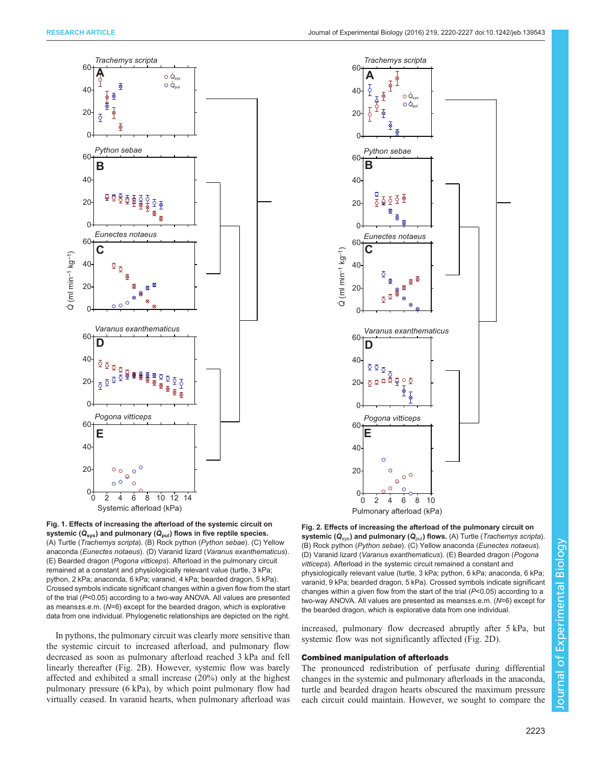**Fig. 1. Effects of increasing the afterload of the systemic circuit on systemic ($\dot{Q}_{sys}$) and pulmonary ($\dot{Q}_{pul}$) flows in five reptile species.** (A) Turtle (*Trachemys scripta*). (B) Rock python (*Python sebae*). (C) Yellow anaconda (*Eunectes notaeus*). (D) Varanid lizard (*Varanus exanthematicus*). (E) Bearded dragon (*Pogona vitticeps*). Afterload in the pulmonary circuit remained at a constant and physiologically relevant value (turtle, 3 kPa; python, 2 kPa; anaconda, 6 kPa; varanid, 4 kPa; bearded dragon, 5 kPa). Crossed symbols indicate significant changes within a given flow from the start of the trial ($P$<0.05) according to a two-way ANOVA. All values are presented as means±s.e.m. ($N$=6) except for the bearded dragon, which is explorative data from one individual. Phylogenetic relationships are depicted on the right.

**Fig. 2. Effects of increasing the afterload of the pulmonary circuit on systemic ($\dot{Q}_{sys}$) and pulmonary ($\dot{Q}_{pul}$) flows.** (A) Turtle (*Trachemys scripta*). (B) Rock python (*Python sebae*). (C) Yellow anaconda (*Eunectes notaeus*). (D) Varanid lizard (*Varanus exanthematicus*). (E) Bearded dragon (*Pogona vitticeps*). Afterload in the systemic circuit remained a constant and physiologically relevant value (turtle, 3 kPa; python, 6 kPa; anaconda, 6 kPa; varanid, 9 kPa; bearded dragon, 5 kPa). Crossed symbols indicate significant changes within a given flow from the start of the trial ($P$<0.05) according to a two-way ANOVA. All values are presented as means±s.e.m. ($N$=6) except for the bearded dragon, which is explorative data from one individual.

In pythons, the pulmonary circuit was clearly more sensitive than the systemic circuit to increased afterload, and pulmonary flow decreased as soon as pulmonary afterload reached 3 kPa and fell linearly thereafter (Fig. 2B). However, systemic flow was barely affected and exhibited a small increase (20%) only at the highest pulmonary pressure (6 kPa), by which point pulmonary flow had virtually ceased. In varanid hearts, when pulmonary afterload was increased, pulmonary flow decreased abruptly after 5 kPa, but systemic flow was not significantly affected (Fig. 2D).

### Combined manipulation of afterloads

The pronounced redistribution of perfusate during differential changes in the systemic and pulmonary afterloads in the anaconda, turtle and bearded dragon hearts obscured the maximum pressure each circuit could maintain. However, we sought to compare the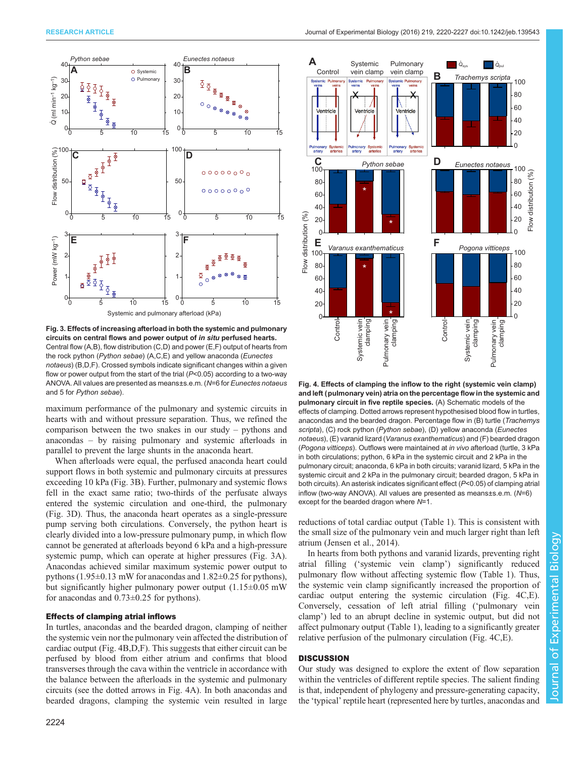**Fig. 3. Effects of increasing afterload in both the systemic and pulmonary circuits on central flows and power output of *in situ* perfused hearts.** Central flow (A,B), flow distribution (C,D) and power (E,F) output of hearts from the rock python (*Python sebae*) (A,C,E) and yellow anaconda (*Eunectes notaeus*) (B,D,F). Crossed symbols indicate significant changes within a given flow or power output from the start of the trial ($P<0.05$) according to a two-way ANOVA. All values are presented as means±s.e.m. ($N$=6 for *Eunectes notaeus* and 5 for *Python sebae*).

maximum performance of the pulmonary and systemic circuits in hearts with and without pressure separation. Thus, we refined the comparison between the two snakes in our study – pythons and anacondas – by raising pulmonary and systemic afterloads in parallel to prevent the large shunts in the anaconda heart.

When afterloads were equal, the perfused anaconda heart could support flows in both systemic and pulmonary circuits at pressures exceeding 10 kPa (Fig. 3B). Further, pulmonary and systemic flows fell in the exact same ratio; two-thirds of the perfusate always entered the systemic circulation and one-third, the pulmonary (Fig. 3D). Thus, the anaconda heart operates as a single-pressure pump serving both circulations. Conversely, the python heart is clearly divided into a low-pressure pulmonary pump, in which flow cannot be generated at afterloads beyond 6 kPa and a high-pressure systemic pump, which can operate at higher pressures (Fig. 3A). Anacondas achieved similar maximum systemic power output to pythons (1.95±0.13 mW for anacondas and 1.82±0.25 for pythons), but significantly higher pulmonary power output (1.15±0.05 mW for anacondas and 0.73±0.25 for pythons).

### Effects of clamping atrial inflows

In turtles, anacondas and the bearded dragon, clamping of neither the systemic vein nor the pulmonary vein affected the distribution of cardiac output (Fig. 4B,D,F). This suggests that either circuit can be perfused by blood from either atrium and confirms that blood transverses through the cava within the ventricle in accordance with the balance between the afterloads in the systemic and pulmonary circuits (see the dotted arrows in Fig. 4A). In both anacondas and bearded dragons, clamping the systemic vein resulted in large reductions of total cardiac output (Table 1). This is consistent with the small size of the pulmonary vein and much larger right than left atrium (Jensen et al., 2014).

In hearts from both pythons and varanid lizards, preventing right atrial filling ('systemic vein clamp') significantly reduced pulmonary flow without affecting systemic flow (Table 1). Thus, the systemic vein clamp significantly increased the proportion of cardiac output entering the systemic circulation (Fig. 4C,E). Conversely, cessation of left atrial filling ('pulmonary vein clamp') led to an abrupt decline in systemic output, but did not affect pulmonary output (Table 1), leading to a significantly greater relative perfusion of the pulmonary circulation (Fig. 4C,E).

**Fig. 4. Effects of clamping the inflow to the right (systemic vein clamp) and left (pulmonary vein) atria on the percentage flow in the systemic and pulmonary circuit in five reptile species.** (A) Schematic models of the effects of clamping. Dotted arrows represent hypothesised blood flow in turtles, anacondas and the bearded dragon. Percentage flow in (B) turtle (*Trachemys scripta*), (C) rock python (*Python sebae*), (D) yellow anaconda (*Eunectes notaeus*), (E) varanid lizard (*Varanus exanthematicus*) and (F) bearded dragon (*Pogona vitticeps*). Outflows were maintained at *in vivo* afterload (turtle, 3 kPa in both circulations; python, 6 kPa in the systemic circuit and 2 kPa in the pulmonary circuit; anaconda, 6 kPa in both circuits; varanid lizard, 5 kPa in the systemic circuit and 2 kPa in the pulmonary circuit; bearded dragon, 5 kPa in both circuits). An asterisk indicates significant effect ($P<0.05$) of clamping atrial inflow (two-way ANOVA). All values are presented as means±s.e.m. ($N$=6) except for the bearded dragon where $N$=1.

## DISCUSSION

Our study was designed to explore the extent of flow separation within the ventricles of different reptile species. The salient finding is that, independent of phylogeny and pressure-generating capacity, the 'typical' reptile heart (represented here by turtles, anacondas and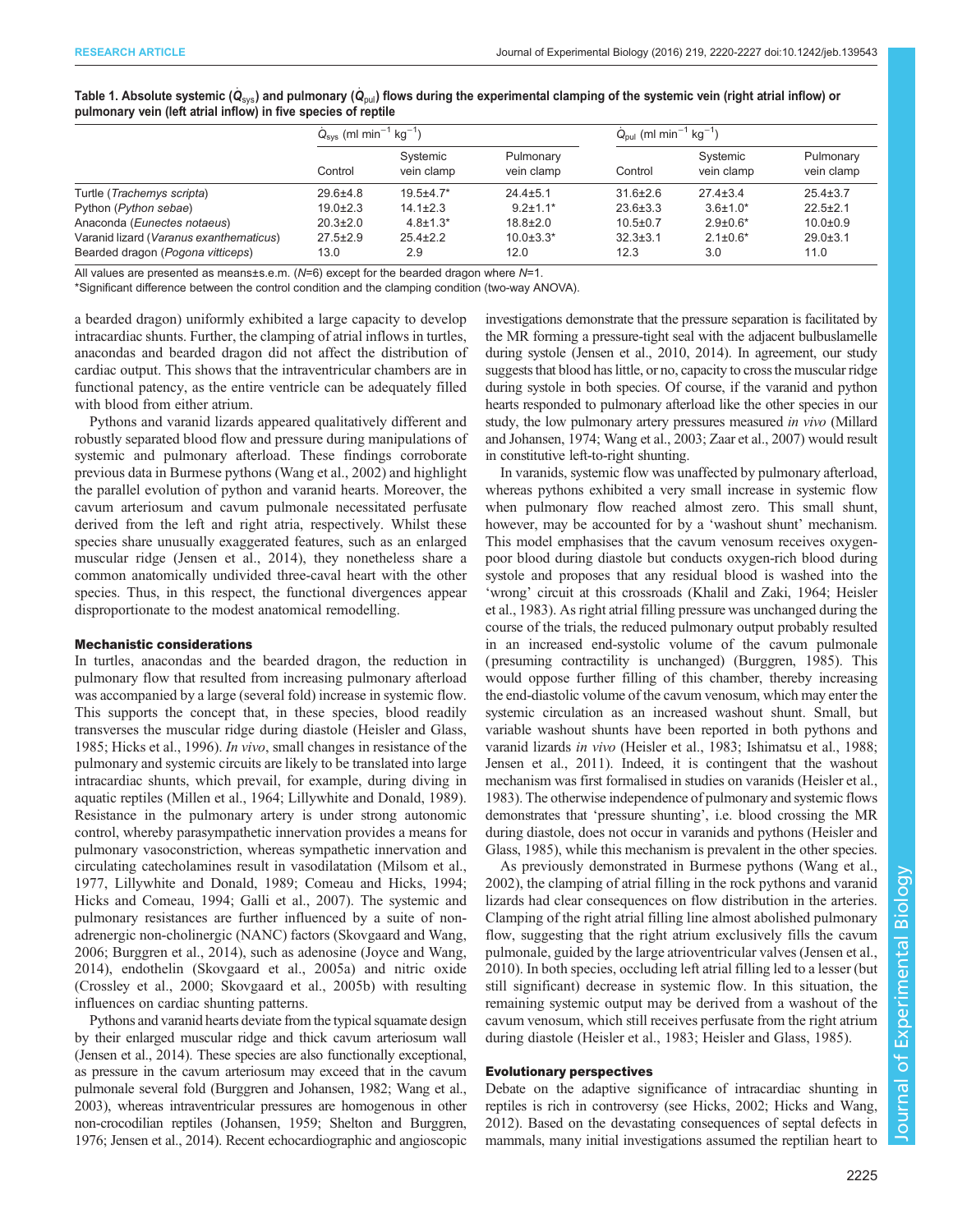Table 1. Absolute systemic ($\dot{Q}_{sys}$) and pulmonary ($\dot{Q}_{pul}$) flows during the experimental clamping of the systemic vein (right atrial inflow) or pulmonary vein (left atrial inflow) in five species of reptile

| | $\dot{Q}_{sys}$ (ml min$^{-1}$ kg$^{-1}$) | | | $\dot{Q}_{pul}$ (ml min$^{-1}$ kg$^{-1}$) | | |
|---|---|---|---|---|---|---|
| | Control | Systemic vein clamp | Pulmonary vein clamp | Control | Systemic vein clamp | Pulmonary vein clamp |
| Turtle (*Trachemys scripta*) | 29.6±4.8 | 19.5±4.7* | 24.4±5.1 | 31.6±2.6 | 27.4±3.4 | 25.4±3.7 |
| Python (*Python sebae*) | 19.0±2.3 | 14.1±2.3 | 9.2±1.1* | 23.6±3.3 | 3.6±1.0* | 22.5±2.1 |
| Anaconda (*Eunectes notaeus*) | 20.3±2.0 | 4.8±1.3* | 18.8±2.0 | 10.5±0.7 | 2.9±0.6* | 10.0±0.9 |
| Varanid lizard (*Varanus exanthematicus*) | 27.5±2.9 | 25.4±2.2 | 10.0±3.3* | 32.3±3.1 | 2.1±0.6* | 29.0±3.1 |
| Bearded dragon (*Pogona vitticeps*) | 13.0 | 2.9 | 12.0 | 12.3 | 3.0 | 11.0 |

All values are presented as means±s.e.m. ($N$=6) except for the bearded dragon where $N$=1.

*Significant difference between the control condition and the clamping condition (two-way ANOVA).

a bearded dragon) uniformly exhibited a large capacity to develop intracardiac shunts. Further, the clamping of atrial inflows in turtles, anacondas and bearded dragon did not affect the distribution of cardiac output. This shows that the intraventricular chambers are in functional patency, as the entire ventricle can be adequately filled with blood from either atrium.

Pythons and varanid lizards appeared qualitatively different and robustly separated blood flow and pressure during manipulations of systemic and pulmonary afterload. These findings corroborate previous data in Burmese pythons (Wang et al., 2002) and highlight the parallel evolution of python and varanid hearts. Moreover, the cavum arteriosum and cavum pulmonale necessitated perfusate derived from the left and right atria, respectively. Whilst these species share unusually exaggerated features, such as an enlarged muscular ridge (Jensen et al., 2014), they nonetheless share a common anatomically undivided three-caval heart with the other species. Thus, in this respect, the functional divergences appear disproportionate to the modest anatomical remodelling.

### Mechanistic considerations

In turtles, anacondas and the bearded dragon, the reduction in pulmonary flow that resulted from increasing pulmonary afterload was accompanied by a large (several fold) increase in systemic flow. This supports the concept that, in these species, blood readily transverses the muscular ridge during diastole (Heisler and Glass, 1985; Hicks et al., 1996). *In vivo*, small changes in resistance of the pulmonary and systemic circuits are likely to be translated into large intracardiac shunts, which prevail, for example, during diving in aquatic reptiles (Millen et al., 1964; Lillywhite and Donald, 1989). Resistance in the pulmonary artery is under strong autonomic control, whereby parasympathetic innervation provides a means for pulmonary vasoconstriction, whereas sympathetic innervation and circulating catecholamines result in vasodilatation (Milsom et al., 1977, Lillywhite and Donald, 1989; Comeau and Hicks, 1994; Hicks and Comeau, 1994; Galli et al., 2007). The systemic and pulmonary resistances are further influenced by a suite of non-adrenergic non-cholinergic (NANC) factors (Skovgaard and Wang, 2006; Burggren et al., 2014), such as adenosine (Joyce and Wang, 2014), endothelin (Skovgaard et al., 2005a) and nitric oxide (Crossley et al., 2000; Skovgaard et al., 2005b) with resulting influences on cardiac shunting patterns.

Pythons and varanid hearts deviate from the typical squamate design by their enlarged muscular ridge and thick cavum arteriosum wall (Jensen et al., 2014). These species are also functionally exceptional, as pressure in the cavum arteriosum may exceed that in the cavum pulmonale several fold (Burggren and Johansen, 1982; Wang et al., 2003), whereas intraventricular pressures are homogenous in other non-crocodilian reptiles (Johansen, 1959; Shelton and Burggren, 1976; Jensen et al., 2014). Recent echocardiographic and angioscopic investigations demonstrate that the pressure separation is facilitated by the MR forming a pressure-tight seal with the adjacent bulbuslamelle during systole (Jensen et al., 2010, 2014). In agreement, our study suggests that blood has little, or no, capacity to cross the muscular ridge during systole in both species. Of course, if the varanid and python hearts responded to pulmonary afterload like the other species in our study, the low pulmonary artery pressures measured *in vivo* (Millard and Johansen, 1974; Wang et al., 2003; Zaar et al., 2007) would result in constitutive left-to-right shunting.

In varanids, systemic flow was unaffected by pulmonary afterload, whereas pythons exhibited a very small increase in systemic flow when pulmonary flow reached almost zero. This small shunt, however, may be accounted for by a 'washout shunt' mechanism. This model emphasises that the cavum venosum receives oxygen-poor blood during diastole but conducts oxygen-rich blood during systole and proposes that any residual blood is washed into the 'wrong' circuit at this crossroads (Khalil and Zaki, 1964; Heisler et al., 1983). As right atrial filling pressure was unchanged during the course of the trials, the reduced pulmonary output probably resulted in an increased end-systolic volume of the cavum pulmonale (presuming contractility is unchanged) (Burggren, 1985). This would oppose further filling of this chamber, thereby increasing the end-diastolic volume of the cavum venosum, which may enter the systemic circulation as an increased washout shunt. Small, but variable washout shunts have been reported in both pythons and varanid lizards *in vivo* (Heisler et al., 1983; Ishimatsu et al., 1988; Jensen et al., 2011). Indeed, it is contingent that the washout mechanism was first formalised in studies on varanids (Heisler et al., 1983). The otherwise independence of pulmonary and systemic flows demonstrates that 'pressure shunting', i.e. blood crossing the MR during diastole, does not occur in varanids and pythons (Heisler and Glass, 1985), while this mechanism is prevalent in the other species.

As previously demonstrated in Burmese pythons (Wang et al., 2002), the clamping of atrial filling in the rock pythons and varanid lizards had clear consequences on flow distribution in the arteries. Clamping of the right atrial filling line almost abolished pulmonary flow, suggesting that the right atrium exclusively fills the cavum pulmonale, guided by the large atrioventricular valves (Jensen et al., 2010). In both species, occluding left atrial filling led to a lesser (but still significant) decrease in systemic flow. In this situation, the remaining systemic output may be derived from a washout of the cavum venosum, which still receives perfusate from the right atrium during diastole (Heisler et al., 1983; Heisler and Glass, 1985).

### Evolutionary perspectives

Debate on the adaptive significance of intracardiac shunting in reptiles is rich in controversy (see Hicks, 2002; Hicks and Wang, 2012). Based on the devastating consequences of septal defects in mammals, many initial investigations assumed the reptilian heart to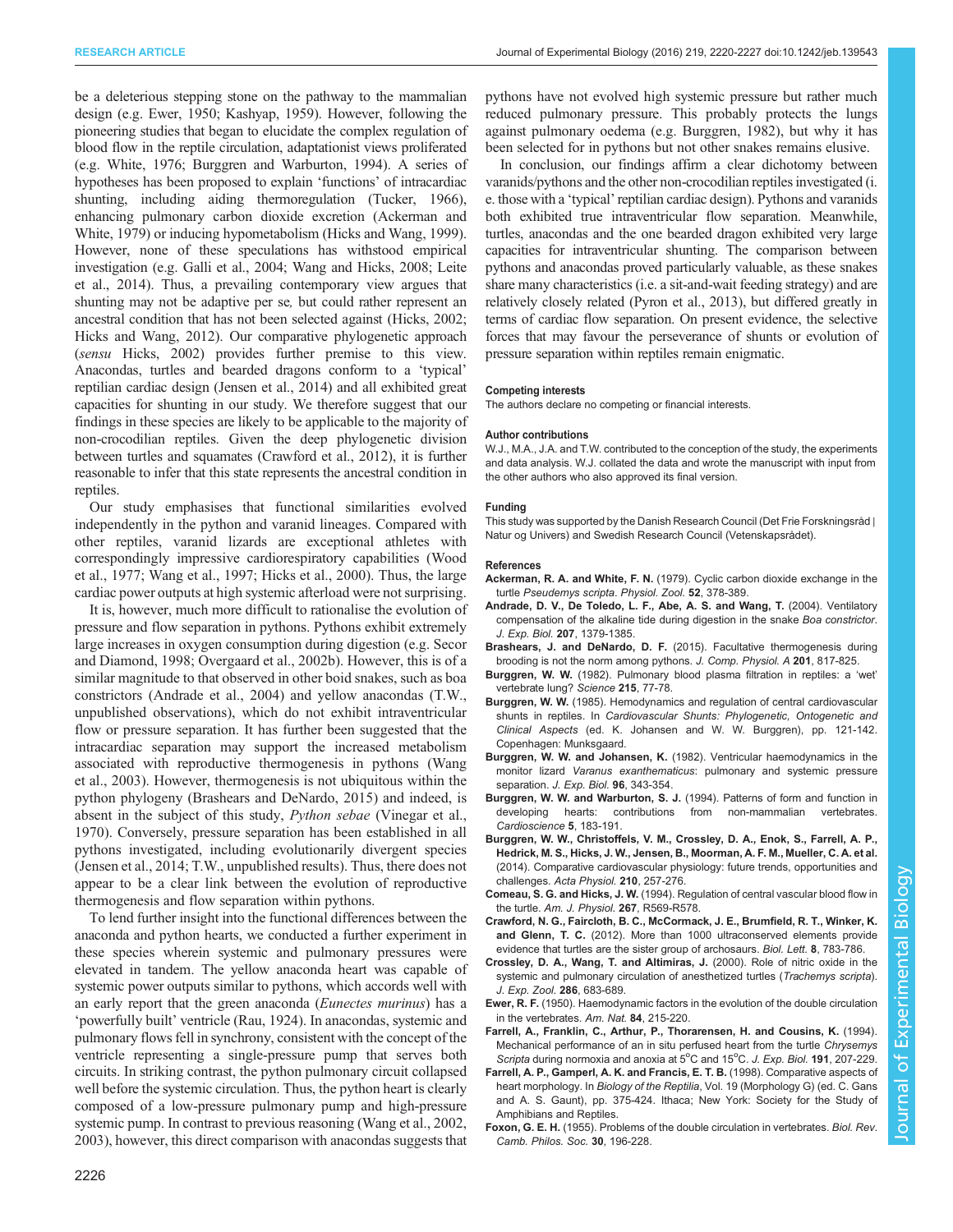be a deleterious stepping stone on the pathway to the mammalian design (e.g. Ewer, 1950; Kashyap, 1959). However, following the pioneering studies that began to elucidate the complex regulation of blood flow in the reptile circulation, adaptationist views proliferated (e.g. White, 1976; Burggren and Warburton, 1994). A series of hypotheses has been proposed to explain 'functions' of intracardiac shunting, including aiding thermoregulation (Tucker, 1966), enhancing pulmonary carbon dioxide excretion (Ackerman and White, 1979) or inducing hypometabolism (Hicks and Wang, 1999). However, none of these speculations has withstood empirical investigation (e.g. Galli et al., 2004; Wang and Hicks, 2008; Leite et al., 2014). Thus, a prevailing contemporary view argues that shunting may not be adaptive per se, but could rather represent an ancestral condition that has not been selected against (Hicks, 2002; Hicks and Wang, 2012). Our comparative phylogenetic approach (*sensu* Hicks, 2002) provides further premise to this view. Anacondas, turtles and bearded dragons conform to a 'typical' reptilian cardiac design (Jensen et al., 2014) and all exhibited great capacities for shunting in our study. We therefore suggest that our findings in these species are likely to be applicable to the majority of non-crocodilian reptiles. Given the deep phylogenetic division between turtles and squamates (Crawford et al., 2012), it is further reasonable to infer that this state represents the ancestral condition in reptiles.

Our study emphasises that functional similarities evolved independently in the python and varanid lineages. Compared with other reptiles, varanid lizards are exceptional athletes with correspondingly impressive cardiorespiratory capabilities (Wood et al., 1977; Wang et al., 1997; Hicks et al., 2000). Thus, the large cardiac power outputs at high systemic afterload were not surprising.

It is, however, much more difficult to rationalise the evolution of pressure and flow separation in pythons. Pythons exhibit extremely large increases in oxygen consumption during digestion (e.g. Secor and Diamond, 1998; Overgaard et al., 2002b). However, this is of a similar magnitude to that observed in other boid snakes, such as boa constrictors (Andrade et al., 2004) and yellow anacondas (T.W., unpublished observations), which do not exhibit intraventricular flow or pressure separation. It has further been suggested that the intracardiac separation may support the increased metabolism associated with reproductive thermogenesis in pythons (Wang et al., 2003). However, thermogenesis is not ubiquitous within the python phylogeny (Brashears and DeNardo, 2015) and indeed, is absent in the subject of this study, *Python sebae* (Vinegar et al., 1970). Conversely, pressure separation has been established in all pythons investigated, including evolutionarily divergent species (Jensen et al., 2014; T.W., unpublished results). Thus, there does not appear to be a clear link between the evolution of reproductive thermogenesis and flow separation within pythons.

To lend further insight into the functional differences between the anaconda and python hearts, we conducted a further experiment in these species wherein systemic and pulmonary pressures were elevated in tandem. The yellow anaconda heart was capable of systemic power outputs similar to pythons, which accords well with an early report that the green anaconda (*Eunectes murinus*) has a 'powerfully built' ventricle (Rau, 1924). In anacondas, systemic and pulmonary flows fell in synchrony, consistent with the concept of the ventricle representing a single-pressure pump that serves both circuits. In striking contrast, the python pulmonary circuit collapsed well before the systemic circulation. Thus, the python heart is clearly composed of a low-pressure pulmonary pump and high-pressure systemic pump. In contrast to previous reasoning (Wang et al., 2002, 2003), however, this direct comparison with anacondas suggests that pythons have not evolved high systemic pressure but rather much reduced pulmonary pressure. This probably protects the lungs against pulmonary oedema (e.g. Burggren, 1982), but why it has been selected for in pythons but not other snakes remains elusive.

In conclusion, our findings affirm a clear dichotomy between varanids/pythons and the other non-crocodilian reptiles investigated (i.e. those with a 'typical' reptilian cardiac design). Pythons and varanids both exhibited true intraventricular flow separation. Meanwhile, turtles, anacondas and the one bearded dragon exhibited very large capacities for intraventricular shunting. The comparison between pythons and anacondas proved particularly valuable, as these snakes share many characteristics (i.e. a sit-and-wait feeding strategy) and are relatively closely related (Pyron et al., 2013), but differed greatly in terms of cardiac flow separation. On present evidence, the selective forces that may favour the perseverance of shunts or evolution of pressure separation within reptiles remain enigmatic.

#### Competing interests

The authors declare no competing or financial interests.

#### Author contributions

W.J., M.A., J.A. and T.W. contributed to the conception of the study, the experiments and data analysis. W.J. collated the data and wrote the manuscript with input from the other authors who also approved its final version.

#### Funding

This study was supported by the Danish Research Council (Det Frie Forskningsråd | Natur og Univers) and Swedish Research Council (Vetenskapsrådet).

#### References

**Ackerman, R. A. and White, F. N.** (1979). Cyclic carbon dioxide exchange in the turtle *Pseudemys scripta*. *Physiol. Zool.* **52**, 378-389.

**Andrade, D. V., De Toledo, L. F., Abe, A. S. and Wang, T.** (2004). Ventilatory compensation of the alkaline tide during digestion in the snake *Boa constrictor*. *J. Exp. Biol.* **207**, 1379-1385.

**Brashears, J. and DeNardo, D. F.** (2015). Facultative thermogenesis during brooding is not the norm among pythons. *J. Comp. Physiol. A* **201**, 817-825.

**Burggren, W. W.** (1982). Pulmonary blood plasma filtration in reptiles: a 'wet' vertebrate lung? *Science* **215**, 77-78.

**Burggren, W. W.** (1985). Hemodynamics and regulation of central cardiovascular shunts in reptiles. In *Cardiovascular Shunts: Phylogenetic, Ontogenetic and Clinical Aspects* (ed. K. Johansen and W. W. Burggren), pp. 121-142. Copenhagen: Munksgaard.

**Burggren, W. W. and Johansen, K.** (1982). Ventricular haemodynamics in the monitor lizard *Varanus exanthematicus*: pulmonary and systemic pressure separation. *J. Exp. Biol.* **96**, 343-354.

**Burggren, W. W. and Warburton, S. J.** (1994). Patterns of form and function in developing hearts: contributions from non-mammalian vertebrates. *Cardioscience* **5**, 183-191.

**Burggren, W. W., Christoffels, V. M., Crossley, D. A., Enok, S., Farrell, A. P., Hedrick, M. S., Hicks, J. W., Jensen, B., Moorman, A. F. M., Mueller, C. A. et al.** (2014). Comparative cardiovascular physiology: future trends, opportunities and challenges. *Acta Physiol.* **210**, 257-276.

**Comeau, S. G. and Hicks, J. W.** (1994). Regulation of central vascular blood flow in the turtle. *Am. J. Physiol.* **267**, R569-R578.

**Crawford, N. G., Faircloth, B. C., McCormack, J. E., Brumfield, R. T., Winker, K. and Glenn, T. C.** (2012). More than 1000 ultraconserved elements provide evidence that turtles are the sister group of archosaurs. *Biol. Lett.* **8**, 783-786.

**Crossley, D. A., Wang, T. and Altimiras, J.** (2000). Role of nitric oxide in the systemic and pulmonary circulation of anesthetized turtles (*Trachemys scripta*). *J. Exp. Zool.* **286**, 683-689.

**Ewer, R. F.** (1950). Haemodynamic factors in the evolution of the double circulation in the vertebrates. *Am. Nat.* **84**, 215-220.

**Farrell, A., Franklin, C., Arthur, P., Thorarensen, H. and Cousins, K.** (1994). Mechanical performance of an in situ perfused heart from the turtle *Chrysemys Scripta* during normoxia and anoxia at 5°C and 15°C. *J. Exp. Biol.* **191**, 207-229.

**Farrell, A. P., Gamperl, A. K. and Francis, E. T. B.** (1998). Comparative aspects of heart morphology. In *Biology of the Reptilia*, Vol. 19 (Morphology G) (ed. C. Gans and A. S. Gaunt), pp. 375-424. Ithaca; New York: Society for the Study of Amphibians and Reptiles.

**Foxon, G. E. H.** (1955). Problems of the double circulation in vertebrates. *Biol. Rev. Camb. Philos. Soc.* **30**, 196-228.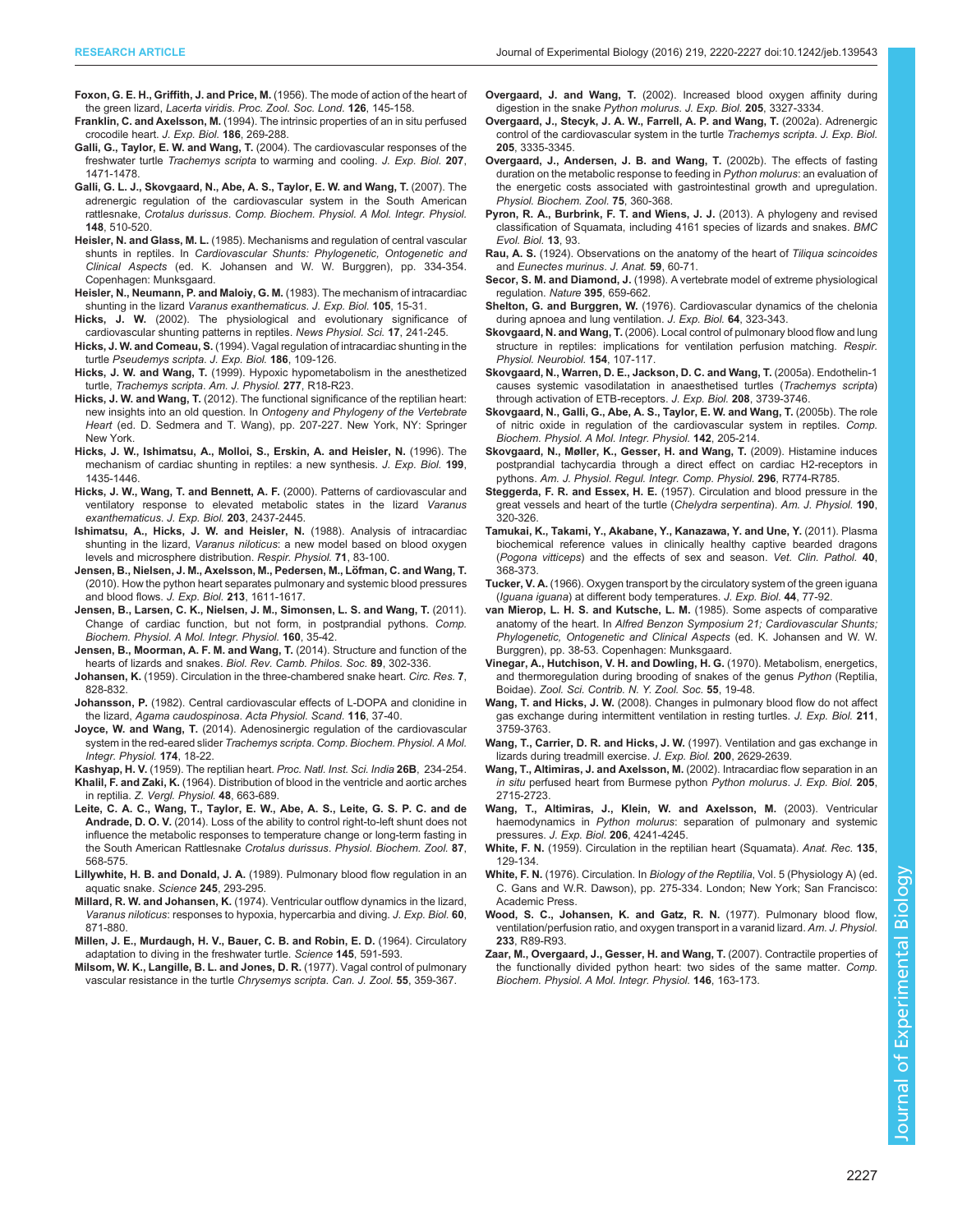**Foxon, G. E. H., Griffith, J. and Price, M.** (1956). The mode of action of the heart of the green lizard, *Lacerta viridis*. *Proc. Zool. Soc. Lond.* **126**, 145-158.

**Franklin, C. and Axelsson, M.** (1994). The intrinsic properties of an in situ perfused crocodile heart. *J. Exp. Biol.* **186**, 269-288.

**Galli, G., Taylor, E. W. and Wang, T.** (2004). The cardiovascular responses of the freshwater turtle *Trachemys scripta* to warming and cooling. *J. Exp. Biol.* **207**, 1471-1478.

**Galli, G. L. J., Skovgaard, N., Abe, A. S., Taylor, E. W. and Wang, T.** (2007). The adrenergic regulation of the cardiovascular system in the South American rattlesnake, *Crotalus durissus*. *Comp. Biochem. Physiol. A Mol. Integr. Physiol.* **148**, 510-520.

**Heisler, N. and Glass, M. L.** (1985). Mechanisms and regulation of central vascular shunts in reptiles. In *Cardiovascular Shunts: Phylogenetic, Ontogenetic and Clinical Aspects* (ed. K. Johansen and W. W. Burggren), pp. 334-354. Copenhagen: Munksgaard.

**Heisler, N., Neumann, P. and Maloiy, G. M.** (1983). The mechanism of intracardiac shunting in the lizard *Varanus exanthematicus*. *J. Exp. Biol.* **105**, 15-31.

**Hicks, J. W.** (2002). The physiological and evolutionary significance of cardiovascular shunting patterns in reptiles. *News Physiol. Sci.* **17**, 241-245.

**Hicks, J. W. and Comeau, S.** (1994). Vagal regulation of intracardiac shunting in the turtle *Pseudemys scripta*. *J. Exp. Biol.* **186**, 109-126.

**Hicks, J. W. and Wang, T.** (1999). Hypoxic hypometabolism in the anesthetized turtle, *Trachemys scripta*. *Am. J. Physiol.* **277**, R18-R23.

**Hicks, J. W. and Wang, T.** (2012). The functional significance of the reptilian heart: new insights into an old question. In *Ontogeny and Phylogeny of the Vertebrate Heart* (ed. D. Sedmera and T. Wang), pp. 207-227. New York, NY: Springer New York.

**Hicks, J. W., Ishimatsu, A., Molloi, S., Erskin, A. and Heisler, N.** (1996). The mechanism of cardiac shunting in reptiles: a new synthesis. *J. Exp. Biol.* **199**, 1435-1446.

**Hicks, J. W., Wang, T. and Bennett, A. F.** (2000). Patterns of cardiovascular and ventilatory response to elevated metabolic states in the lizard *Varanus exanthematicus*. *J. Exp. Biol.* **203**, 2437-2445.

**Ishimatsu, A., Hicks, J. W. and Heisler, N.** (1988). Analysis of intracardiac shunting in the lizard, *Varanus niloticus*: a new model based on blood oxygen levels and microsphere distribution. *Respir. Physiol.* **71**, 83-100.

**Jensen, B., Nielsen, J. M., Axelsson, M., Pedersen, M., Löfman, C. and Wang, T.** (2010). How the python heart separates pulmonary and systemic blood pressures and blood flows. *J. Exp. Biol.* **213**, 1611-1617.

**Jensen, B., Larsen, C. K., Nielsen, J. M., Simonsen, L. S. and Wang, T.** (2011). Change of cardiac function, but not form, in postprandial pythons. *Comp. Biochem. Physiol. A Mol. Integr. Physiol.* **160**, 35-42.

**Jensen, B., Moorman, A. F. M. and Wang, T.** (2014). Structure and function of the hearts of lizards and snakes. *Biol. Rev. Camb. Philos. Soc.* **89**, 302-336.

**Johansen, K.** (1959). Circulation in the three-chambered snake heart. *Circ. Res.* **7**, 828-832.

**Johansson, P.** (1982). Central cardiovascular effects of L-DOPA and clonidine in the lizard, *Agama caudospinosa*. *Acta Physiol. Scand.* **116**, 37-40.

**Joyce, W. and Wang, T.** (2014). Adenosinergic regulation of the cardiovascular system in the red-eared slider *Trachemys scripta*. *Comp. Biochem. Physiol. A Mol. Integr. Physiol.* **174**, 18-22.

**Kashyap, H. V.** (1959). The reptilian heart. *Proc. Natl. Inst. Sci. India* **26B**, 234-254.

**Khalil, F. and Zaki, K.** (1964). Distribution of blood in the ventricle and aortic arches in reptilia. *Z. Vergl. Physiol.* **48**, 663-689.

**Leite, C. A. C., Wang, T., Taylor, E. W., Abe, A. S., Leite, G. S. P. C. and de Andrade, D. O. V.** (2014). Loss of the ability to control right-to-left shunt does not influence the metabolic responses to temperature change or long-term fasting in the South American Rattlesnake *Crotalus durissus*. *Physiol. Biochem. Zool.* **87**, 568-575.

**Lillywhite, H. B. and Donald, J. A.** (1989). Pulmonary blood flow regulation in an aquatic snake. *Science* **245**, 293-295.

**Millard, R. W. and Johansen, K.** (1974). Ventricular outflow dynamics in the lizard, *Varanus niloticus*: responses to hypoxia, hypercarbia and diving. *J. Exp. Biol.* **60**, 871-880.

**Millen, J. E., Murdaugh, H. V., Bauer, C. B. and Robin, E. D.** (1964). Circulatory adaptation to diving in the freshwater turtle. *Science* **145**, 591-593.

**Milsom, W. K., Langille, B. L. and Jones, D. R.** (1977). Vagal control of pulmonary vascular resistance in the turtle *Chrysemys scripta*. *Can. J. Zool.* **55**, 359-367.

**Overgaard, J. and Wang, T.** (2002). Increased blood oxygen affinity during digestion in the snake *Python molurus*. *J. Exp. Biol.* **205**, 3327-3334.

**Overgaard, J., Stecyk, J. A. W., Farrell, A. P. and Wang, T.** (2002a). Adrenergic control of the cardiovascular system in the turtle *Trachemys scripta*. *J. Exp. Biol.* **205**, 3335-3345.

**Overgaard, J., Andersen, J. B. and Wang, T.** (2002b). The effects of fasting duration on the metabolic response to feeding in *Python molurus*: an evaluation of the energetic costs associated with gastrointestinal growth and upregulation. *Physiol. Biochem. Zool.* **75**, 360-368.

**Pyron, R. A., Burbrink, F. T. and Wiens, J. J.** (2013). A phylogeny and revised classification of Squamata, including 4161 species of lizards and snakes. *BMC Evol. Biol.* **13**, 93.

**Rau, A. S.** (1924). Observations on the anatomy of the heart of *Tiliqua scincoides* and *Eunectes murinus*. *J. Anat.* **59**, 60-71.

**Secor, S. M. and Diamond, J.** (1998). A vertebrate model of extreme physiological regulation. *Nature* **395**, 659-662.

**Shelton, G. and Burggren, W.** (1976). Cardiovascular dynamics of the chelonia during apnoea and lung ventilation. *J. Exp. Biol.* **64**, 323-343.

**Skovgaard, N. and Wang, T.** (2006). Local control of pulmonary blood flow and lung structure in reptiles: implications for ventilation perfusion matching. *Respir. Physiol. Neurobiol.* **154**, 107-117.

**Skovgaard, N., Warren, D. E., Jackson, D. C. and Wang, T.** (2005a). Endothelin-1 causes systemic vasodilatation in anaesthetised turtles (*Trachemys scripta*) through activation of ETB-receptors. *J. Exp. Biol.* **208**, 3739-3746.

**Skovgaard, N., Galli, G., Abe, A. S., Taylor, E. W. and Wang, T.** (2005b). The role of nitric oxide in regulation of the cardiovascular system in reptiles. *Comp. Biochem. Physiol. A Mol. Integr. Physiol.* **142**, 205-214.

**Skovgaard, N., Møller, K., Gesser, H. and Wang, T.** (2009). Histamine induces postprandial tachycardia through a direct effect on cardiac H2-receptors in pythons. *Am. J. Physiol. Regul. Integr. Comp. Physiol.* **296**, R774-R785.

**Steggerda, F. R. and Essex, H. E.** (1957). Circulation and blood pressure in the great vessels and heart of the turtle (*Chelydra serpentina*). *Am. J. Physiol.* **190**, 320-326.

**Tamukai, K., Takami, Y., Akabane, Y., Kanazawa, Y. and Une, Y.** (2011). Plasma biochemical reference values in clinically healthy captive bearded dragons (*Pogona vitticeps*) and the effects of sex and season. *Vet. Clin. Pathol.* **40**, 368-373.

**Tucker, V. A.** (1966). Oxygen transport by the circulatory system of the green iguana (*Iguana iguana*) at different body temperatures. *J. Exp. Biol.* **44**, 77-92.

**van Mierop, L. H. S. and Kutsche, L. M.** (1985). Some aspects of comparative anatomy of the heart. In *Alfred Benzon Symposium 21; Cardiovascular Shunts; Phylogenetic, Ontogenetic and Clinical Aspects* (ed. K. Johansen and W. W. Burggren), pp. 38-53. Copenhagen: Munksgaard.

**Vinegar, A., Hutchison, V. H. and Dowling, H. G.** (1970). Metabolism, energetics, and thermoregulation during brooding of snakes of the genus *Python* (Reptilia, Boidae). *Zool. Sci. Contrib. N. Y. Zool. Soc.* **55**, 19-48.

**Wang, T. and Hicks, J. W.** (2008). Changes in pulmonary blood flow do not affect gas exchange during intermittent ventilation in resting turtles. *J. Exp. Biol.* **211**, 3759-3763.

**Wang, T., Carrier, D. R. and Hicks, J. W.** (1997). Ventilation and gas exchange in lizards during treadmill exercise. *J. Exp. Biol.* **200**, 2629-2639.

**Wang, T., Altimiras, J. and Axelsson, M.** (2002). Intracardiac flow separation in an *in situ* perfused heart from Burmese python *Python molurus*. *J. Exp. Biol.* **205**, 2715-2723.

**Wang, T., Altimiras, J., Klein, W. and Axelsson, M.** (2003). Ventricular haemodynamics in *Python molurus*: separation of pulmonary and systemic pressures. *J. Exp. Biol.* **206**, 4241-4245.

**White, F. N.** (1959). Circulation in the reptilian heart (Squamata). *Anat. Rec.* **135**, 129-134.

**White, F. N.** (1976). Circulation. In *Biology of the Reptilia*, Vol. 5 (Physiology A) (ed. C. Gans and W.R. Dawson), pp. 275-334. London; New York; San Francisco: Academic Press.

**Wood, S. C., Johansen, K. and Gatz, R. N.** (1977). Pulmonary blood flow, ventilation/perfusion ratio, and oxygen transport in a varanid lizard. *Am. J. Physiol.* **233**, R89-R93.

**Zaar, M., Overgaard, J., Gesser, H. and Wang, T.** (2007). Contractile properties of the functionally divided python heart: two sides of the same matter. *Comp. Biochem. Physiol. A Mol. Integr. Physiol.* **146**, 163-173.